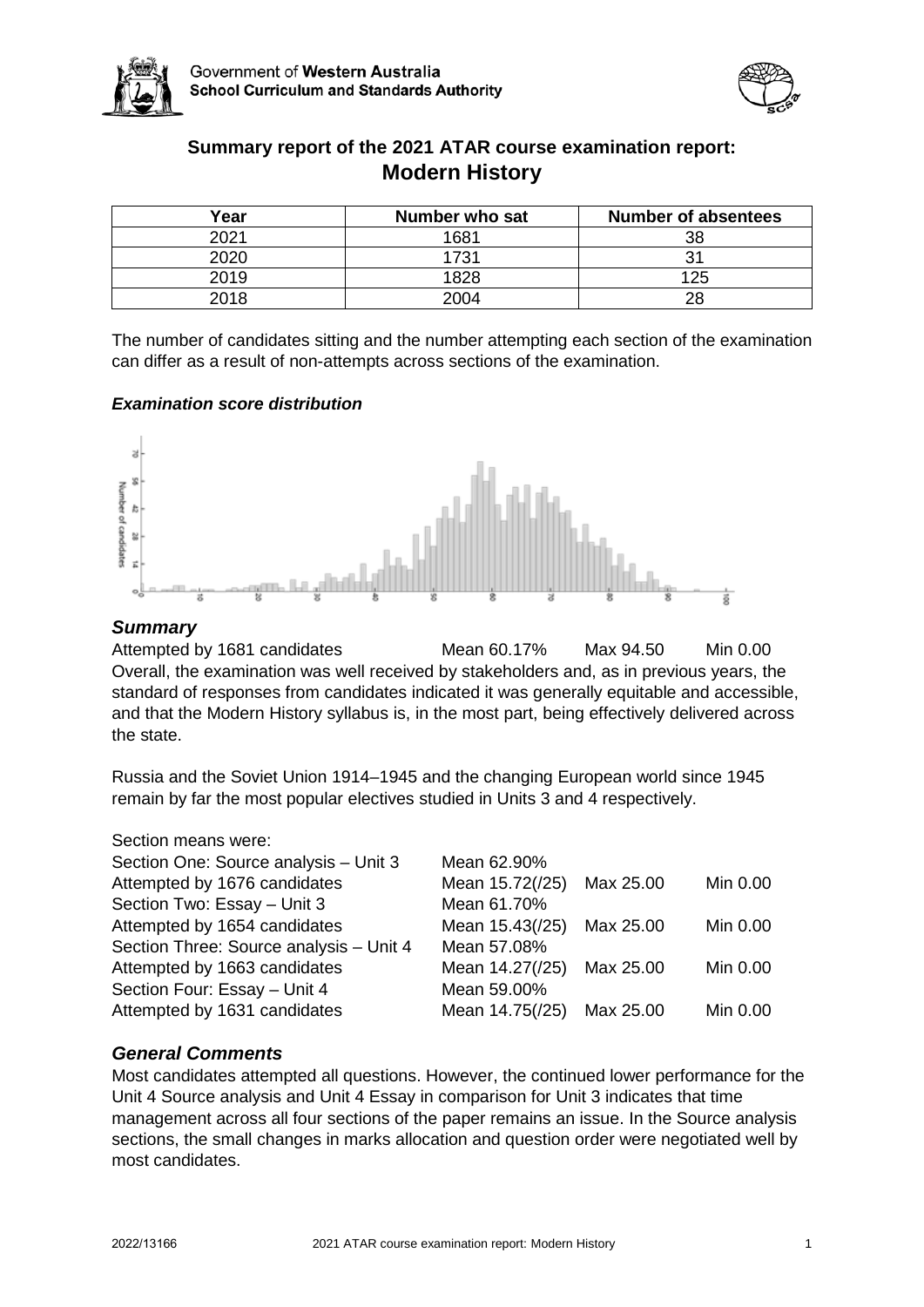## Summary report of the 2021 ATAR course examination report: Modern History

| Year | Number who sat | Number of absentees |
|---|---|---|
| 2021 | 1681 | 38 |
| 2020 | 1731 | 31 |
| 2019 | 1828 | 125 |
| 2018 | 2004 | 28 |

The number of candidates sitting and the number attempting each section of the examination can differ as a result of non-attempts across sections of the examination.

### *Examination score distribution*

### *Summary*

Attempted by 1681 candidates Mean 60.17% Max 94.50 Min 0.00

Overall, the examination was well received by stakeholders and, as in previous years, the standard of responses from candidates indicated it was generally equitable and accessible, and that the Modern History syllabus is, in the most part, being effectively delivered across the state.

Russia and the Soviet Union 1914–1945 and the changing European world since 1945 remain by far the most popular electives studied in Units 3 and 4 respectively.

Section means were:

| | | | |
|---|---|---|---|
| Section One: Source analysis – Unit 3 | Mean 62.90% | | |
| Attempted by 1676 candidates | Mean 15.72(/25) | Max 25.00 | Min 0.00 |
| Section Two: Essay – Unit 3 | Mean 61.70% | | |
| Attempted by 1654 candidates | Mean 15.43(/25) | Max 25.00 | Min 0.00 |
| Section Three: Source analysis – Unit 4 | Mean 57.08% | | |
| Attempted by 1663 candidates | Mean 14.27(/25) | Max 25.00 | Min 0.00 |
| Section Four: Essay – Unit 4 | Mean 59.00% | | |
| Attempted by 1631 candidates | Mean 14.75(/25) | Max 25.00 | Min 0.00 |

### *General Comments*

Most candidates attempted all questions. However, the continued lower performance for the Unit 4 Source analysis and Unit 4 Essay in comparison for Unit 3 indicates that time management across all four sections of the paper remains an issue. In the Source analysis sections, the small changes in marks allocation and question order were negotiated well by most candidates.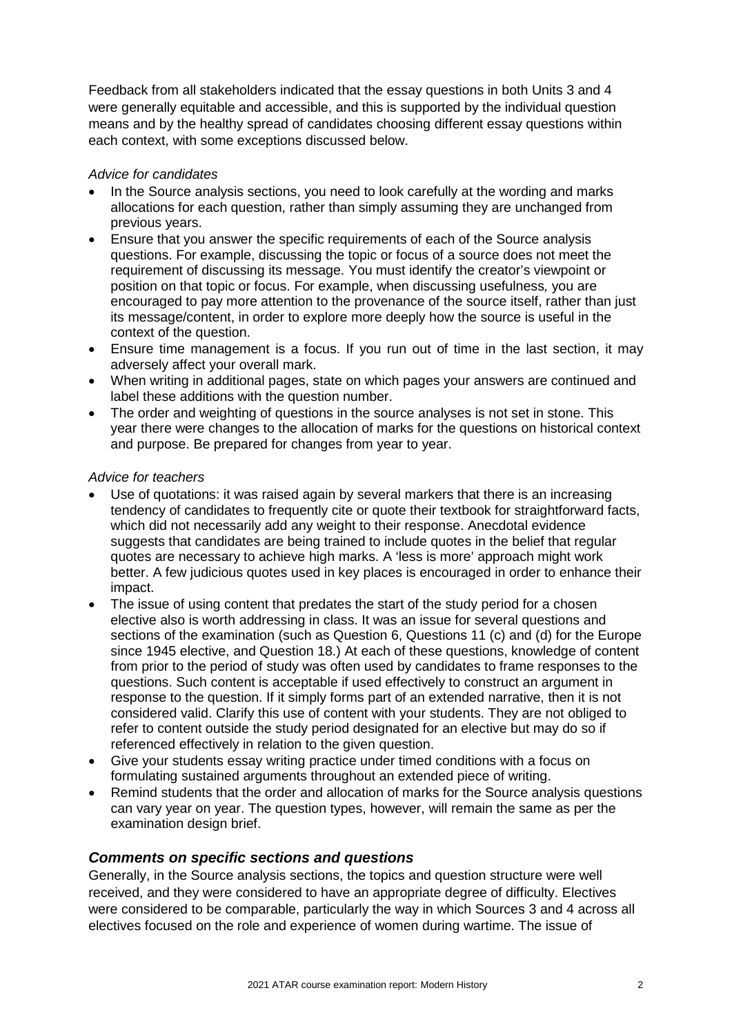Feedback from all stakeholders indicated that the essay questions in both Units 3 and 4 were generally equitable and accessible, and this is supported by the individual question means and by the healthy spread of candidates choosing different essay questions within each context, with some exceptions discussed below.

*Advice for candidates*

- In the Source analysis sections, you need to look carefully at the wording and marks allocations for each question, rather than simply assuming they are unchanged from previous years.
- Ensure that you answer the specific requirements of each of the Source analysis questions. For example, discussing the topic or focus of a source does not meet the requirement of discussing its message. You must identify the creator's viewpoint or position on that topic or focus. For example, when discussing usefulness, you are encouraged to pay more attention to the provenance of the source itself, rather than just its message/content, in order to explore more deeply how the source is useful in the context of the question.
- Ensure time management is a focus. If you run out of time in the last section, it may adversely affect your overall mark.
- When writing in additional pages, state on which pages your answers are continued and label these additions with the question number.
- The order and weighting of questions in the source analyses is not set in stone. This year there were changes to the allocation of marks for the questions on historical context and purpose. Be prepared for changes from year to year.

*Advice for teachers*

- Use of quotations: it was raised again by several markers that there is an increasing tendency of candidates to frequently cite or quote their textbook for straightforward facts, which did not necessarily add any weight to their response. Anecdotal evidence suggests that candidates are being trained to include quotes in the belief that regular quotes are necessary to achieve high marks. A 'less is more' approach might work better. A few judicious quotes used in key places is encouraged in order to enhance their impact.
- The issue of using content that predates the start of the study period for a chosen elective also is worth addressing in class. It was an issue for several questions and sections of the examination (such as Question 6, Questions 11 (c) and (d) for the Europe since 1945 elective, and Question 18.) At each of these questions, knowledge of content from prior to the period of study was often used by candidates to frame responses to the questions. Such content is acceptable if used effectively to construct an argument in response to the question. If it simply forms part of an extended narrative, then it is not considered valid. Clarify this use of content with your students. They are not obliged to refer to content outside the study period designated for an elective but may do so if referenced effectively in relation to the given question.
- Give your students essay writing practice under timed conditions with a focus on formulating sustained arguments throughout an extended piece of writing.
- Remind students that the order and allocation of marks for the Source analysis questions can vary year on year. The question types, however, will remain the same as per the examination design brief.

### *Comments on specific sections and questions*

Generally, in the Source analysis sections, the topics and question structure were well received, and they were considered to have an appropriate degree of difficulty. Electives were considered to be comparable, particularly the way in which Sources 3 and 4 across all electives focused on the role and experience of women during wartime. The issue of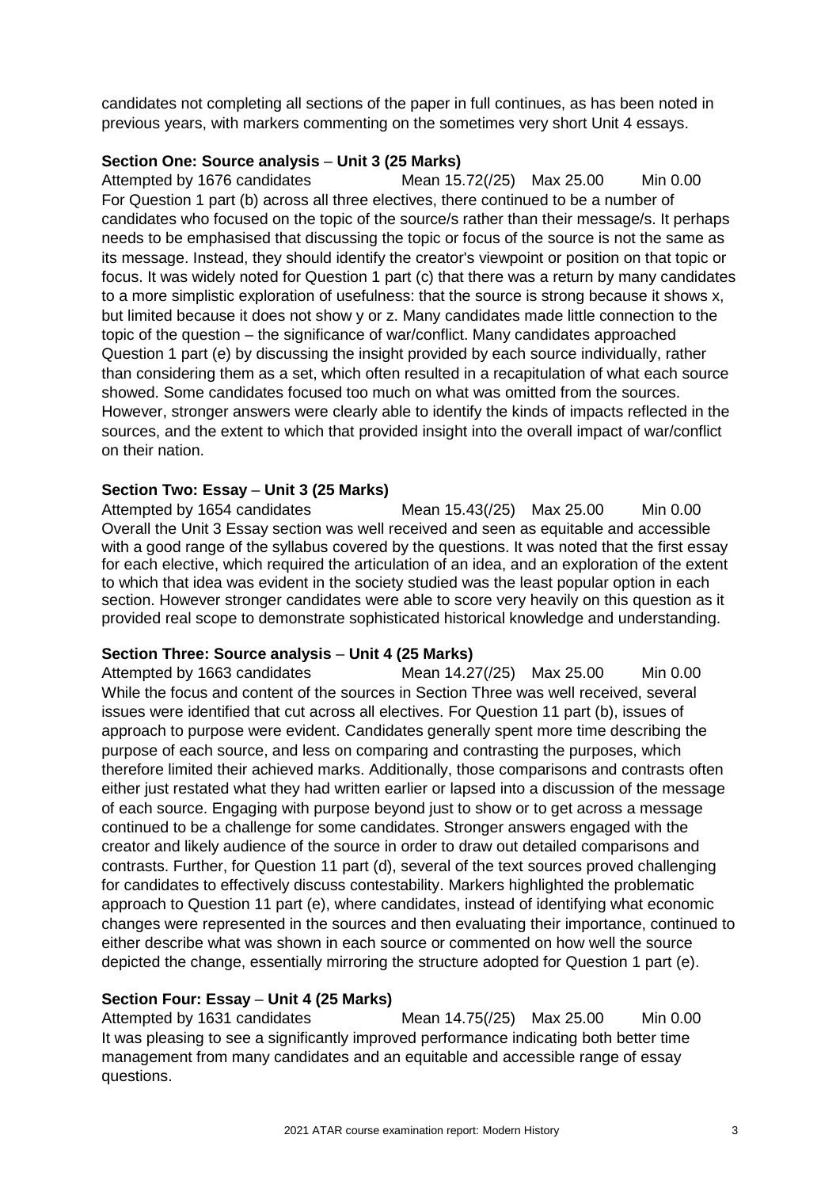candidates not completing all sections of the paper in full continues, as has been noted in previous years, with markers commenting on the sometimes very short Unit 4 essays.

**Section One: Source analysis – Unit 3 (25 Marks)**

Attempted by 1676 candidates Mean 15.72(/25) Max 25.00 Min 0.00

For Question 1 part (b) across all three electives, there continued to be a number of candidates who focused on the topic of the source/s rather than their message/s. It perhaps needs to be emphasised that discussing the topic or focus of the source is not the same as its message. Instead, they should identify the creator's viewpoint or position on that topic or focus. It was widely noted for Question 1 part (c) that there was a return by many candidates to a more simplistic exploration of usefulness: that the source is strong because it shows x, but limited because it does not show y or z. Many candidates made little connection to the topic of the question – the significance of war/conflict. Many candidates approached Question 1 part (e) by discussing the insight provided by each source individually, rather than considering them as a set, which often resulted in a recapitulation of what each source showed. Some candidates focused too much on what was omitted from the sources. However, stronger answers were clearly able to identify the kinds of impacts reflected in the sources, and the extent to which that provided insight into the overall impact of war/conflict on their nation.

**Section Two: Essay – Unit 3 (25 Marks)**

Attempted by 1654 candidates Mean 15.43(/25) Max 25.00 Min 0.00

Overall the Unit 3 Essay section was well received and seen as equitable and accessible with a good range of the syllabus covered by the questions. It was noted that the first essay for each elective, which required the articulation of an idea, and an exploration of the extent to which that idea was evident in the society studied was the least popular option in each section. However stronger candidates were able to score very heavily on this question as it provided real scope to demonstrate sophisticated historical knowledge and understanding.

**Section Three: Source analysis – Unit 4 (25 Marks)**

Attempted by 1663 candidates Mean 14.27(/25) Max 25.00 Min 0.00

While the focus and content of the sources in Section Three was well received, several issues were identified that cut across all electives. For Question 11 part (b), issues of approach to purpose were evident. Candidates generally spent more time describing the purpose of each source, and less on comparing and contrasting the purposes, which therefore limited their achieved marks. Additionally, those comparisons and contrasts often either just restated what they had written earlier or lapsed into a discussion of the message of each source. Engaging with purpose beyond just to show or to get across a message continued to be a challenge for some candidates. Stronger answers engaged with the creator and likely audience of the source in order to draw out detailed comparisons and contrasts. Further, for Question 11 part (d), several of the text sources proved challenging for candidates to effectively discuss contestability. Markers highlighted the problematic approach to Question 11 part (e), where candidates, instead of identifying what economic changes were represented in the sources and then evaluating their importance, continued to either describe what was shown in each source or commented on how well the source depicted the change, essentially mirroring the structure adopted for Question 1 part (e).

**Section Four: Essay – Unit 4 (25 Marks)**

Attempted by 1631 candidates Mean 14.75(/25) Max 25.00 Min 0.00

It was pleasing to see a significantly improved performance indicating both better time management from many candidates and an equitable and accessible range of essay questions.